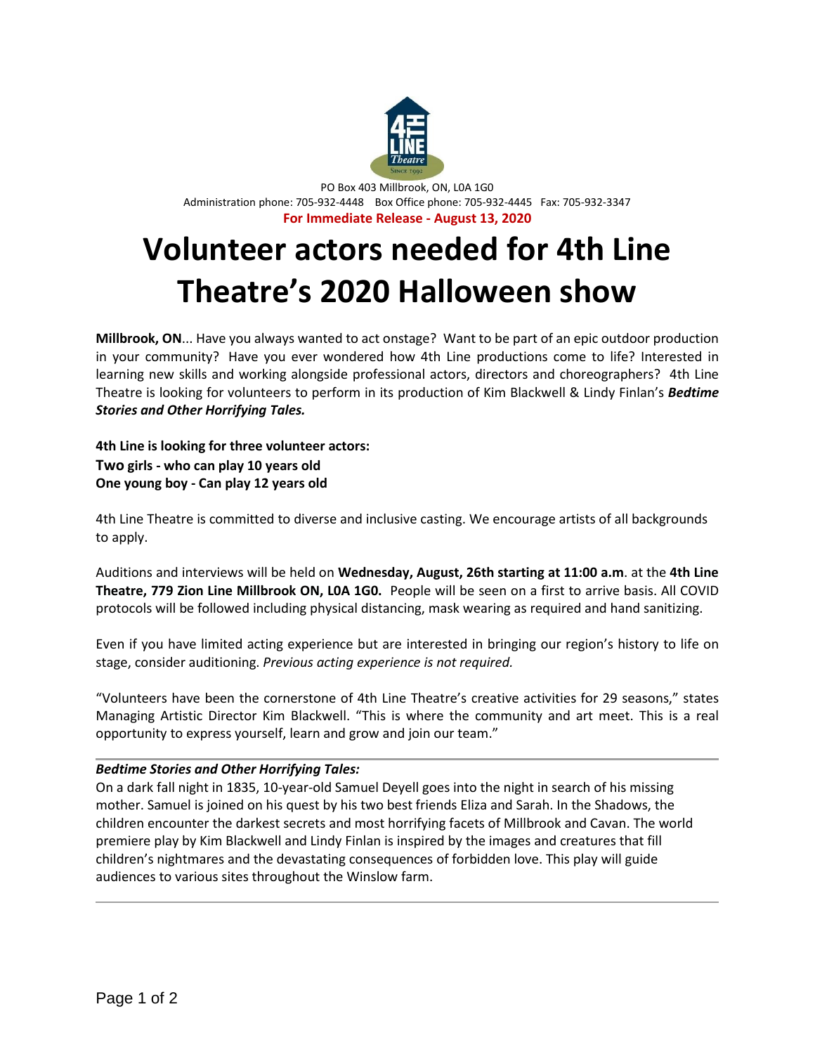PO Box 403 Millbrook, ON, L0A 1G0
Administration phone: 705-932-4448 Box Office phone: 705-932-4445 Fax: 705-932-3347

**For Immediate Release - August 13, 2020**

# Volunteer actors needed for 4th Line Theatre's 2020 Halloween show

**Millbrook, ON**... Have you always wanted to act onstage? Want to be part of an epic outdoor production in your community? Have you ever wondered how 4th Line productions come to life? Interested in learning new skills and working alongside professional actors, directors and choreographers? 4th Line Theatre is looking for volunteers to perform in its production of Kim Blackwell & Lindy Finlan's ***Bedtime Stories and Other Horrifying Tales.***

**4th Line is looking for three volunteer actors:**
**Two girls - who can play 10 years old**
**One young boy - Can play 12 years old**

4th Line Theatre is committed to diverse and inclusive casting. We encourage artists of all backgrounds to apply.

Auditions and interviews will be held on **Wednesday, August, 26th starting at 11:00 a.m**. at the **4th Line Theatre, 779 Zion Line Millbrook ON, L0A 1G0.** People will be seen on a first to arrive basis. All COVID protocols will be followed including physical distancing, mask wearing as required and hand sanitizing.

Even if you have limited acting experience but are interested in bringing our region's history to life on stage, consider auditioning. *Previous acting experience is not required.*

"Volunteers have been the cornerstone of 4th Line Theatre's creative activities for 29 seasons," states Managing Artistic Director Kim Blackwell. "This is where the community and art meet. This is a real opportunity to express yourself, learn and grow and join our team."

---

***Bedtime Stories and Other Horrifying Tales:***
On a dark fall night in 1835, 10-year-old Samuel Deyell goes into the night in search of his missing mother. Samuel is joined on his quest by his two best friends Eliza and Sarah. In the Shadows, the children encounter the darkest secrets and most horrifying facets of Millbrook and Cavan. The world premiere play by Kim Blackwell and Lindy Finlan is inspired by the images and creatures that fill children's nightmares and the devastating consequences of forbidden love. This play will guide audiences to various sites throughout the Winslow farm.

---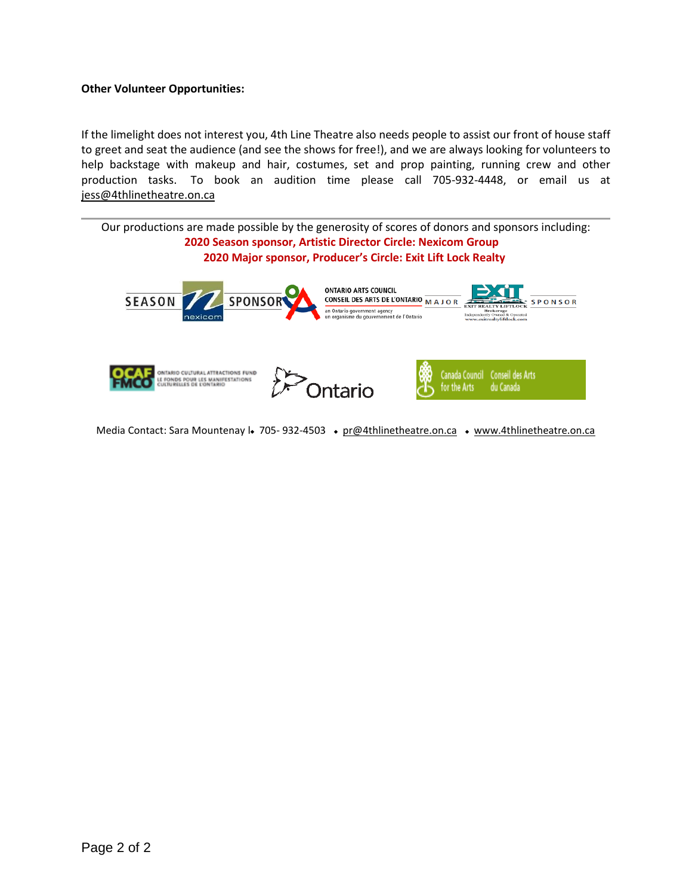**Other Volunteer Opportunities:**

If the limelight does not interest you, 4th Line Theatre also needs people to assist our front of house staff to greet and seat the audience (and see the shows for free!), and we are always looking for volunteers to help backstage with makeup and hair, costumes, set and prop painting, running crew and other production tasks. To book an audition time please call 705-932-4448, or email us at jess@4thlinetheatre.on.ca

---

Our productions are made possible by the generosity of scores of donors and sponsors including:

**2020 Season sponsor, Artistic Director Circle: Nexicom Group**

**2020 Major sponsor, Producer's Circle: Exit Lift Lock Realty**

SEASON SPONSOR nexicom

ONTARIO ARTS COUNCIL
CONSEIL DES ARTS DE L'ONTARIO
an Ontario government agency
un organisme du gouvernement de l'Ontario

MAJOR SPONSOR EXIT REALTY LIFTLOCK Brokerage Independently Owned & Operated www.exitrealtyliftlock.com

OCAF FMCO ONTARIO CULTURAL ATTRACTIONS FUND LE FONDS POUR LES MANIFESTATIONS CULTURELLES DE L'ONTARIO

Ontario

Canada Council for the Arts Conseil des Arts du Canada

Media Contact: Sara Mountenay | 705- 932-4503 • pr@4thlinetheatre.on.ca • www.4thlinetheatre.on.ca